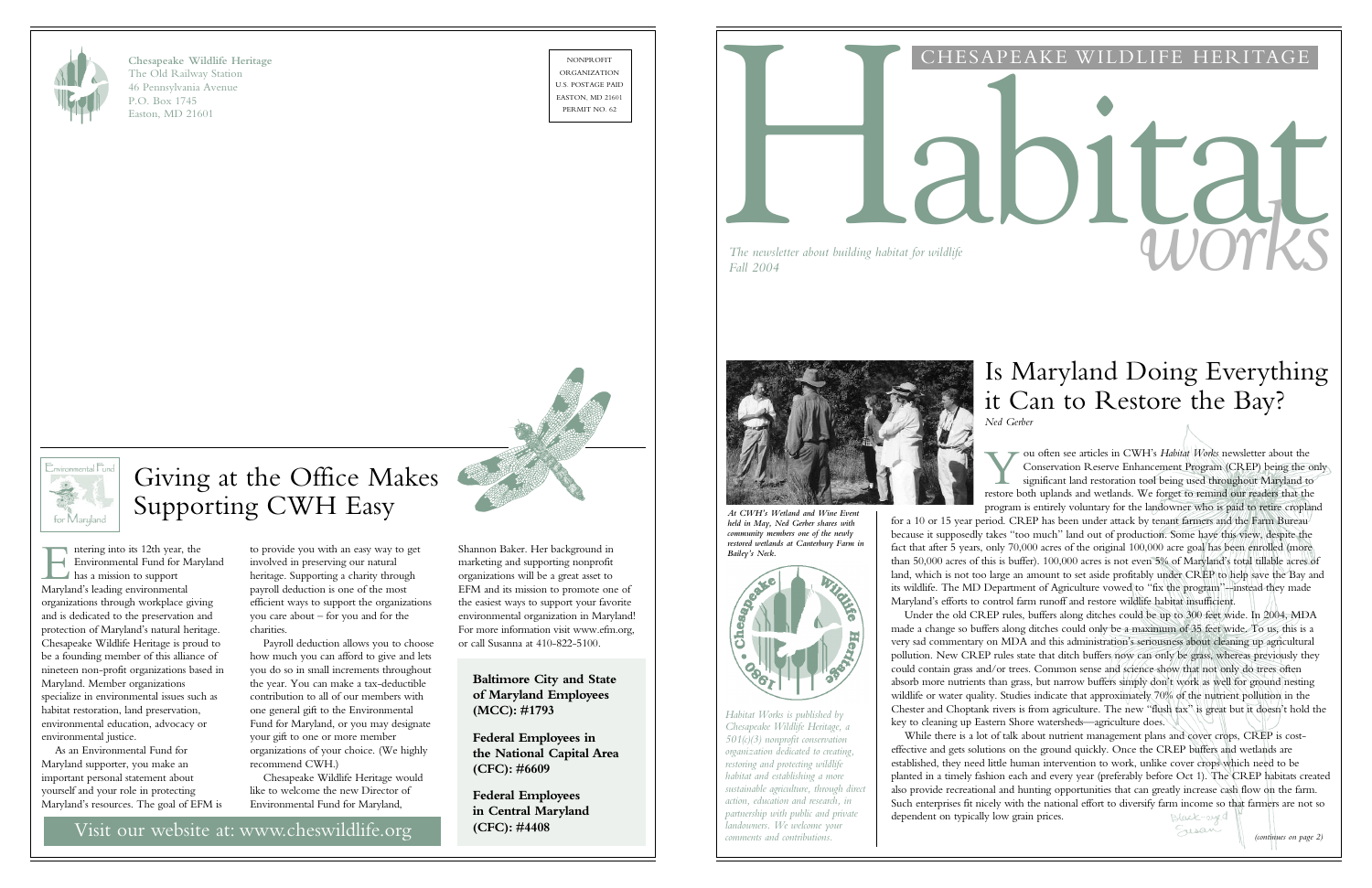Chesapeake Wildlife Heritage
The Old Railway Station
46 Pennsylvania Avenue
P.O. Box 1745
Easton, MD 21601

NONPROFIT ORGANIZATION
U.S. POSTAGE PAID
EASTON, MD 21601
PERMIT NO. 62

# Giving at the Office Makes Supporting CWH Easy

Entering into its 12th year, the Environmental Fund for Maryland has a mission to support Maryland's leading environmental organizations through workplace giving and is dedicated to the preservation and protection of Maryland's natural heritage. Chesapeake Wildlife Heritage is proud to be a founding member of this alliance of nineteen non-profit organizations based in Maryland. Member organizations specialize in environmental issues such as habitat restoration, land preservation, environmental education, advocacy or environmental justice.

As an Environmental Fund for Maryland supporter, you make an important personal statement about yourself and your role in protecting Maryland's resources. The goal of EFM is to provide you with an easy way to get involved in preserving our natural heritage. Supporting a charity through payroll deduction is one of the most efficient ways to support the organizations you care about – for you and for the charities.

Payroll deduction allows you to choose how much you can afford to give and lets you do so in small increments throughout the year. You can make a tax-deductible contribution to all of our members with one general gift to the Environmental Fund for Maryland, or you may designate your gift to one or more member organizations of your choice. (We highly recommend CWH.)

Chesapeake Wildlife Heritage would like to welcome the new Director of Environmental Fund for Maryland, Shannon Baker. Her background in marketing and supporting nonprofit organizations will be a great asset to EFM and its mission to promote one of the easiest ways to support your favorite environmental organization in Maryland! For more information visit www.efm.org, or call Susanna at 410-822-5100.

**Baltimore City and State of Maryland Employees (MCC): #1793**

**Federal Employees in the National Capital Area (CFC): #6609**

**Federal Employees in Central Maryland (CFC): #4408**

Visit our website at: www.cheswildlife.org

CHESAPEAKE WILDLIFE HERITAGE

# Habitat works

*The newsletter about building habitat for wildlife*
*Fall 2004*

*At CWH's Wetland and Wine Event held in May, Ned Gerber shares with community members one of the newly restored wetlands at Canterbury Farm in Bailey's Neck.*

*Habitat Works is published by Chesapeake Wildlife Heritage, a 501(c)(3) nonprofit conservation organization dedicated to creating, restoring and protecting wildlife habitat and establishing a more sustainable agriculture, through direct action, education and research, in partnership with public and private landowners. We welcome your comments and contributions.*

## Is Maryland Doing Everything it Can to Restore the Bay?

*Ned Gerber*

You often see articles in CWH's *Habitat Works* newsletter about the Conservation Reserve Enhancement Program (CREP) being the only significant land restoration tool being used throughout Maryland to restore both uplands and wetlands. We forget to remind our readers that the program is entirely voluntary for the landowner who is paid to retire cropland for a 10 or 15 year period. CREP has been under attack by tenant farmers and the Farm Bureau because it supposedly takes "too much" land out of production. Some have this view, despite the fact that after 5 years, only 70,000 acres of the original 100,000 acre goal has been enrolled (more than 50,000 acres of this is buffer). 100,000 acres is not even 5% of Maryland's total tillable acres of land, which is not too large an amount to set aside profitably under CREP to help save the Bay and its wildlife. The MD Department of Agriculture vowed to "fix the program"—instead they made Maryland's efforts to control farm runoff and restore wildlife habitat insufficient.

Under the old CREP rules, buffers along ditches could be up to 300 feet wide. In 2004, MDA made a change so buffers along ditches could only be a maximum of 35 feet wide. To us, this is a very sad commentary on MDA and this administration's seriousness about cleaning up agricultural pollution. New CREP rules state that ditch buffers now can only be grass, whereas previously they could contain grass and/or trees. Common sense and science show that not only do trees often absorb more nutrients than grass, but narrow buffers simply don't work as well for ground nesting wildlife or water quality. Studies indicate that approximately 70% of the nutrient pollution in the Chester and Choptank rivers is from agriculture. The new "flush tax" is great but it doesn't hold the key to cleaning up Eastern Shore watersheds—agriculture does.

While there is a lot of talk about nutrient management plans and cover crops, CREP is cost-effective and gets solutions on the ground quickly. Once the CREP buffers and wetlands are established, they need little human intervention to work, unlike cover crops which need to be planted in a timely fashion each and every year (preferably before Oct 1). The CREP habitats created also provide recreational and hunting opportunities that can greatly increase cash flow on the farm. Such enterprises fit nicely with the national effort to diversify farm income so that farmers are not so dependent on typically low grain prices.

*(continues on page 2)*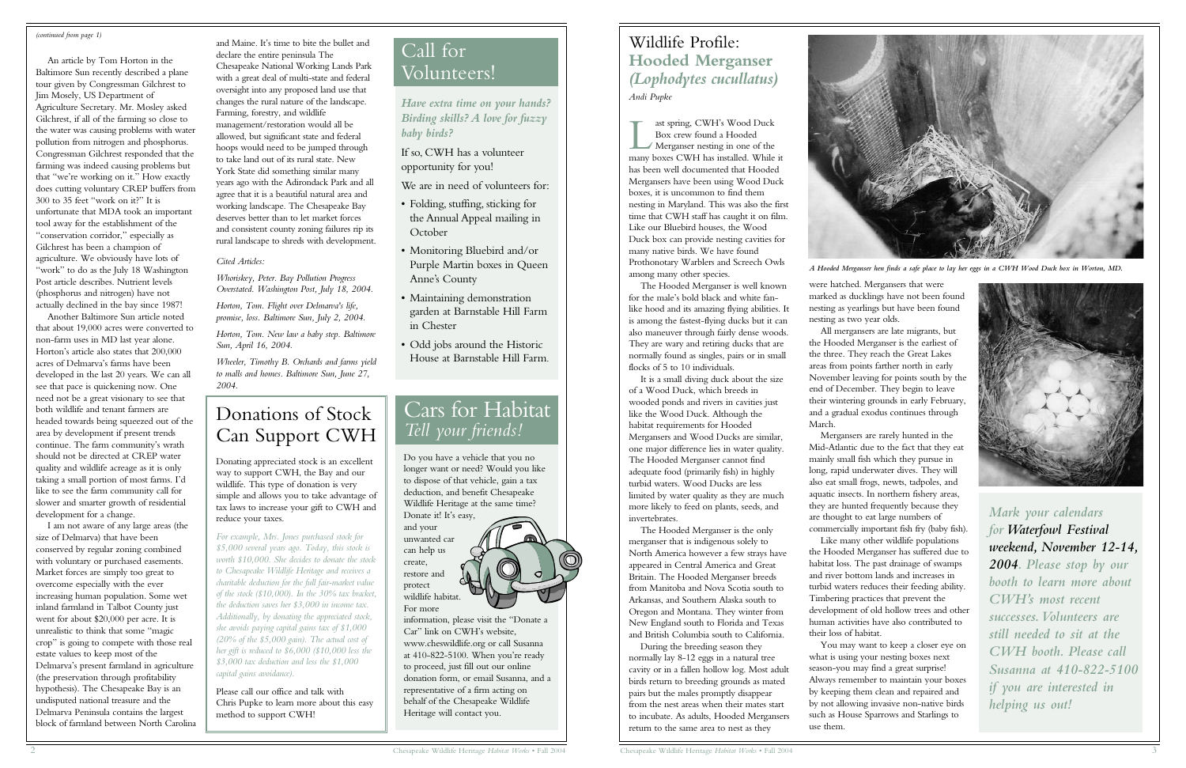*(continued from page 1)*

An article by Tom Horton in the Baltimore Sun recently described a plane tour given by Congressman Gilchrest to Jim Mosely, US Department of Agriculture Secretary. Mr. Mosley asked Gilchrest, if all of the farming so close to the water was causing problems with water pollution from nitrogen and phosphorus. Congressman Gilchrest responded that the farming was indeed causing problems but that "we're working on it." How exactly does cutting voluntary CREP buffers from 300 to 35 feet "work on it?" It is unfortunate that MDA took an important tool away for the establishment of the "conservation corridor," especially as Gilchrest has been a champion of agriculture. We obviously have lots of "work" to do as the July 18 Washington Post article describes. Nutrient levels (phosphorus and nitrogen) have not actually declined in the bay since 1987!

Another Baltimore Sun article noted that about 19,000 acres were converted to non-farm uses in MD last year alone. Horton's article also states that 200,000 acres of Delmarva's farms have been developed in the last 20 years. We can all see that pace is quickening now. One need not be a great visionary to see that both wildlife and tenant farmers are headed towards being squeezed out of the area by development if present trends continue. The farm community's wrath should not be directed at CREP water quality and wildlife acreage as it is only taking a small portion of most farms. I'd like to see the farm community call for slower and smarter growth of residential development for a change.

I am not aware of any large areas (the size of Delmarva) that have been conserved by regular zoning combined with voluntary or purchased easements. Market forces are simply too great to overcome especially with the ever increasing human population. Some wet inland farmland in Talbot County just went for about $20,000 per acre. It is unrealistic to think that some "magic crop" is going to compete with those real estate values to keep most of the Delmarva's present farmland in agriculture (the preservation through profitability hypothesis). The Chesapeake Bay is an undisputed national treasure and the Delmarva Peninsula contains the largest block of farmland between North Carolina and Maine. It's time to bite the bullet and declare the entire peninsula The Chesapeake National Working Lands Park with a great deal of multi-state and federal oversight into any proposed land use that changes the rural nature of the landscape. Farming, forestry, and wildlife management/restoration would all be allowed, but significant state and federal hoops would need to be jumped through to take land out of its rural state. New York State did something similar many years ago with the Adirondack Park and all agree that it is a beautiful natural area and working landscape. The Chesapeake Bay deserves better than to let market forces and consistent county zoning failures rip its rural landscape to shreds with development.

*Cited Articles:*

*Whoriskey, Peter. Bay Pollution Progress Overstated. Washington Post, July 18, 2004.*

*Horton, Tom. Flight over Delmarva's life, promise, loss. Baltimore Sun, July 2, 2004.*

*Horton, Tom. New law a baby step. Baltimore Sun, April 16, 2004.*

*Wheeler, Timothy B. Orchards and farms yield to malls and homes. Baltimore Sun, June 27, 2004.*

## Donations of Stock Can Support CWH

Donating appreciated stock is an excellent way to support CWH, the Bay and our wildlife. This type of donation is very simple and allows you to take advantage of tax laws to increase your gift to CWH and reduce your taxes.

*For example, Mrs. Jones purchased stock for $5,000 several years ago. Today, this stock is worth $10,000. She decides to donate the stock to Chesapeake Wildlife Heritage and receives a charitable deduction for the full fair-market value of the stock ($10,000). In the 30% tax bracket, the deduction saves her $3,000 in income tax. Additionally, by donating the appreciated stock, she avoids paying capital gains tax of $1,000 (20% of the $5,000 gain). The actual cost of her gift is reduced to $6,000 ($10,000 less the $3,000 tax deduction and less the $1,000 capital gains avoidance).*

Please call our office and talk with Chris Pupke to learn more about this easy method to support CWH!

## Call for Volunteers!

***Have extra time on your hands? Birding skills? A love for fuzzy baby birds?***

If so, CWH has a volunteer opportunity for you!

We are in need of volunteers for:

- Folding, stuffing, sticking for the Annual Appeal mailing in October
- Monitoring Bluebird and/or Purple Martin boxes in Queen Anne's County
- Maintaining demonstration garden at Barnstable Hill Farm in Chester
- Odd jobs around the Historic House at Barnstable Hill Farm.

## Cars for Habitat
*Tell your friends!*

Do you have a vehicle that you no longer want or need? Would you like to dispose of that vehicle, gain a tax deduction, and benefit Chesapeake Wildlife Heritage at the same time? Donate it! It's easy, and your unwanted car can help us create, restore and protect wildlife habitat. For more information, please visit the "Donate a Car" link on CWH's website, www.cheswildlife.org or call Susanna at 410-822-5100. When you're ready to proceed, just fill out our online donation form, or email Susanna, and a representative of a firm acting on behalf of the Chesapeake Wildlife Heritage will contact you.

## Wildlife Profile: Hooded Merganser *(Lophodytes cucullatus)*

*Andi Pupke*

Last spring, CWH's Wood Duck Box crew found a Hooded Merganser nesting in one of the many boxes CWH has installed. While it has been well documented that Hooded Mergansers have been using Wood Duck boxes, it is uncommon to find them nesting in Maryland. This was also the first time that CWH staff has caught it on film. Like our Bluebird houses, the Wood Duck box can provide nesting cavities for many native birds. We have found Prothonotary Warblers and Screech Owls among many other species.

*A Hooded Merganser hen finds a safe place to lay her eggs in a CWH Wood Duck box in Worton, MD.*

The Hooded Merganser is well known for the male's bold black and white fan-like hood and its amazing flying abilities. It is among the fastest-flying ducks but it can also maneuver through fairly dense woods. They are wary and retiring ducks that are normally found as singles, pairs or in small flocks of 5 to 10 individuals.

It is a small diving duck about the size of a Wood Duck, which breeds in wooded ponds and rivers in cavities just like the Wood Duck. Although the habitat requirements for Hooded Mergansers and Wood Ducks are similar, one major difference lies in water quality. The Hooded Merganser cannot find adequate food (primarily fish) in highly turbid waters. Wood Ducks are less limited by water quality as they are much more likely to feed on plants, seeds, and invertebrates.

The Hooded Merganser is the only merganser that is indigenous solely to North America however a few strays have appeared in Central America and Great Britain. The Hooded Merganser breeds from Manitoba and Nova Scotia south to Arkansas, and Southern Alaska south to Oregon and Montana. They winter from New England south to Florida and Texas and British Columbia south to California.

During the breeding season they normally lay 8-12 eggs in a natural tree cavity or in a fallen hollow log. Most adult birds return to breeding grounds as mated pairs but the males promptly disappear from the nest areas when their mates start to incubate. As adults, Hooded Mergansers return to the same area to nest as they were hatched. Mergansers that were marked as ducklings have not been found nesting as yearlings but have been found nesting as two year olds.

All mergansers are late migrants, but the Hooded Merganser is the earliest of the three. They reach the Great Lakes areas from points farther north in early November leaving for points south by the end of December. They begin to leave their wintering grounds in early February, and a gradual exodus continues through March.

Mergansers are rarely hunted in the Mid-Atlantic due to the fact that they eat mainly small fish which they pursue in long, rapid underwater dives. They will also eat small frogs, newts, tadpoles, and aquatic insects. In northern fishery areas, they are hunted frequently because they are thought to eat large numbers of commercially important fish fry (baby fish).

Like many other wildlife populations the Hooded Merganser has suffered due to habitat loss. The past drainage of swamps and river bottom lands and increases in turbid waters reduces their feeding ability. Timbering practices that prevent the development of old hollow trees and other human activities have also contributed to their loss of habitat.

You may want to keep a closer eye on what is using your nesting boxes next season–you may find a great surprise! Always remember to maintain your boxes by keeping them clean and repaired and by not allowing invasive non-native birds such as House Sparrows and Starlings to use them.

*Mark your calendars for **Waterfowl Festival weekend, November 12-14, 2004**. Please stop by our booth to learn more about CWH's most recent successes. Volunteers are still needed to sit at the CWH booth. Please call Susanna at 410-822-5100 if you are interested in helping us out!*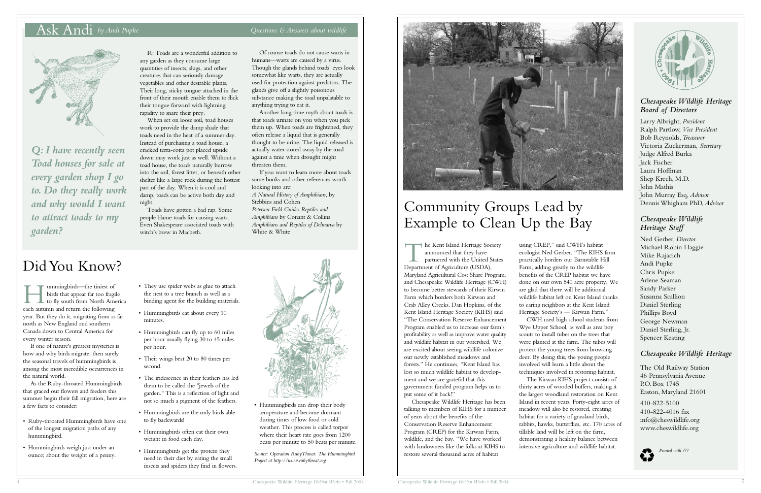# Ask Andi *by Andi Pupke*

*Questions & Answers about wildlife*

***Q: I have recently seen Toad houses for sale at every garden shop I go to. Do they really work and why would I want to attract toads to my garden?***

R: Toads are a wonderful addition to any garden as they consume large quantities of insects, slugs, and other creatures that can seriously damage vegetables and other desirable plants. Their long, sticky tongue attached in the front of their mouth enable them to flick their tongue forward with lightning rapidity to snare their prey.

When set on loose soil, toad houses work to provide the damp shade that toads need in the heat of a summer day. Instead of purchasing a toad house, a cracked terra-cotta pot placed upside down may work just as well. Without a toad house, the toads naturally burrow into the soil, forest litter, or beneath other shelter like a large rock during the hottest part of the day. When it is cool and damp, toads can be active both day and night.

Toads have gotten a bad rap. Some people blame toads for causing warts. Even Shakespeare associated toads with witch's brew in Macbeth.

Of course toads do not cause warts in humans—warts are caused by a virus. Though the glands behind toads' eyes look somewhat like warts, they are actually used for protection against predators. The glands give off a slightly poisonous substance making the toad unpalatable to anything trying to eat it.

Another long time myth about toads is that toads urinate on you when you pick them up. When toads are frightened, they often release a liquid that is generally thought to be urine. The liquid released is actually water stored away by the toad against a time when drought might threaten them.

If you want to learn more about toads some books and other references worth looking into are:

*A Natural History of Amphibians*, by Stebbins and Cohen

*Peterson Field Guides Reptiles and Amphibians* by Conant & Collins

*Amphibians and Reptiles of Delmarva* by White & White

# Did You Know?

Hummingbirds—the tiniest of birds that appear far too fragile to fly south from North America each autumn and return the following year. But they do it, migrating from as far north as New England and southern Canada down to Central America for every winter season.

If one of nature's greatest mysteries is how and why birds migrate, then surely the seasonal travels of hummingbirds is among the most incredible occurrences in the natural world.

As the Ruby-throated Hummingbirds that graced our flowers and feeders this summer begin their fall migration, here are a few facts to consider:

- Ruby-throated Hummingbirds have one of the longest migration paths of any hummingbird.
- Hummingbirds weigh just under an ounce; about the weight of a penny.
- They use spider webs as glue to attach the nest to a tree branch as well as a binding agent for the building materials.
- Hummingbirds eat about every 10 minutes.
- Hummingbirds can fly up to 60 miles per hour usually flying 30 to 45 miles per hour.
- Their wings beat 20 to 80 times per second.
- The iridescence in their feathers has led them to be called the "jewels of the garden." This is a reflection of light and not so much a pigment of the feathers.
- Hummingbirds are the only birds able to fly backwards!
- Hummingbirds often eat their own weight in food each day.
- Hummingbirds get the protein they need in their diet by eating the small insects and spiders they find in flowers.
- Hummingbirds can drop their body temperature and become dormant during times of low food or cold weather. This process is called torpor where their heart rate goes from 1200 beats per minute to 50 beats per minute.

*Source: Operation RubyThroat: The Hummingbird Project at http://www.rubythroat.org*

# Community Groups Lead by Example to Clean Up the Bay

The Kent Island Heritage Society announced that they have partnered with the United States Department of Agriculture (USDA), Maryland Agricultural Cost Share Program, and Chesapeake Wildlife Heritage (CWH) to become better stewards of their Kirwin Farm which borders both Kirwan and Crab Alley Creeks. Dan Hopkins, of the Kent Island Heritage Society (KIHS) said "The Conservation Reserve Enhancement Program enabled us to increase our farm's profitability as well as improve water quality and wildlife habitat in our watershed. We are excited about seeing wildlife colonize our newly established meadows and forests." He continues, "Kent Island has lost so much wildlife habitat to development and we are grateful that this government funded program helps us to put some of it back!"

Chesapeake Wildlife Heritage has been talking to members of KIHS for a number of years about the benefits of the Conservation Reserve Enhancement Program (CREP) for the Kirwan Farm, wildlife, and the bay. "We have worked with landowners like the folks at KIHS to restore several thousand acres of habitat using CREP," said CWH's habitat ecologist Ned Gerber. "The KIHS farm practically borders our Barnstable Hill Farm, adding greatly to the wildlife benefits of the CREP habitat we have done on our own 540 acre property. We are glad that there will be additional wildlife habitat left on Kent Island thanks to caring neighbors at the Kent Island Heritage Society's — Kirwan Farm."

CWH used high school students from Wye Upper School, as well as area boy scouts to install tubes on the trees that were planted at the farm. The tubes will protect the young trees from browsing deer. By doing this, the young people involved will learn a little about the techniques involved in restoring habitat.

The Kirwan KIHS project consists of thirty acres of wooded buffers, making it the largest woodland restoration on Kent Island in recent years. Forty-eight acres of meadow will also be restored, creating habitat for a variety of grassland birds, rabbits, hawks, butterflies, etc. 170 acres of tillable land will be left on the farm, demonstrating a healthy balance between intensive agriculture and wildlife habitat.

### *Chesapeake Wildlife Heritage Board of Directors*

Larry Albright, *President*
Ralph Partlow, *Vice President*
Bob Reynolds, *Treasurer*
Victoria Zuckerman, *Secretary*
Judge Alfred Burka
Jack Fischer
Laura Hoffman
Shep Krech, M.D.
John Mathis
John Murray Esq, *Advisor*
Dennis Whigham PhD, *Advisor*

### *Chesapeake Wildlife Heritage Staff*

Ned Gerber, *Director*
Michael Robin Haggie
Mike Rajacich
Andi Pupke
Chris Pupke
Arlene Seaman
Sandy Parker
Susanna Scallion
Daniel Sterling
Phillips Boyd
George Newman
Daniel Sterling, Jr.
Spencer Keating

### *Chesapeake Wildlife Heritage*

The Old Railway Station
46 Pennsylvania Avenue
P.O. Box 1745
Easton, Maryland 21601

410-822-5100
410-822-4016 fax
info@cheswildlife.org
www.cheswildlife.org

*Printed with ???*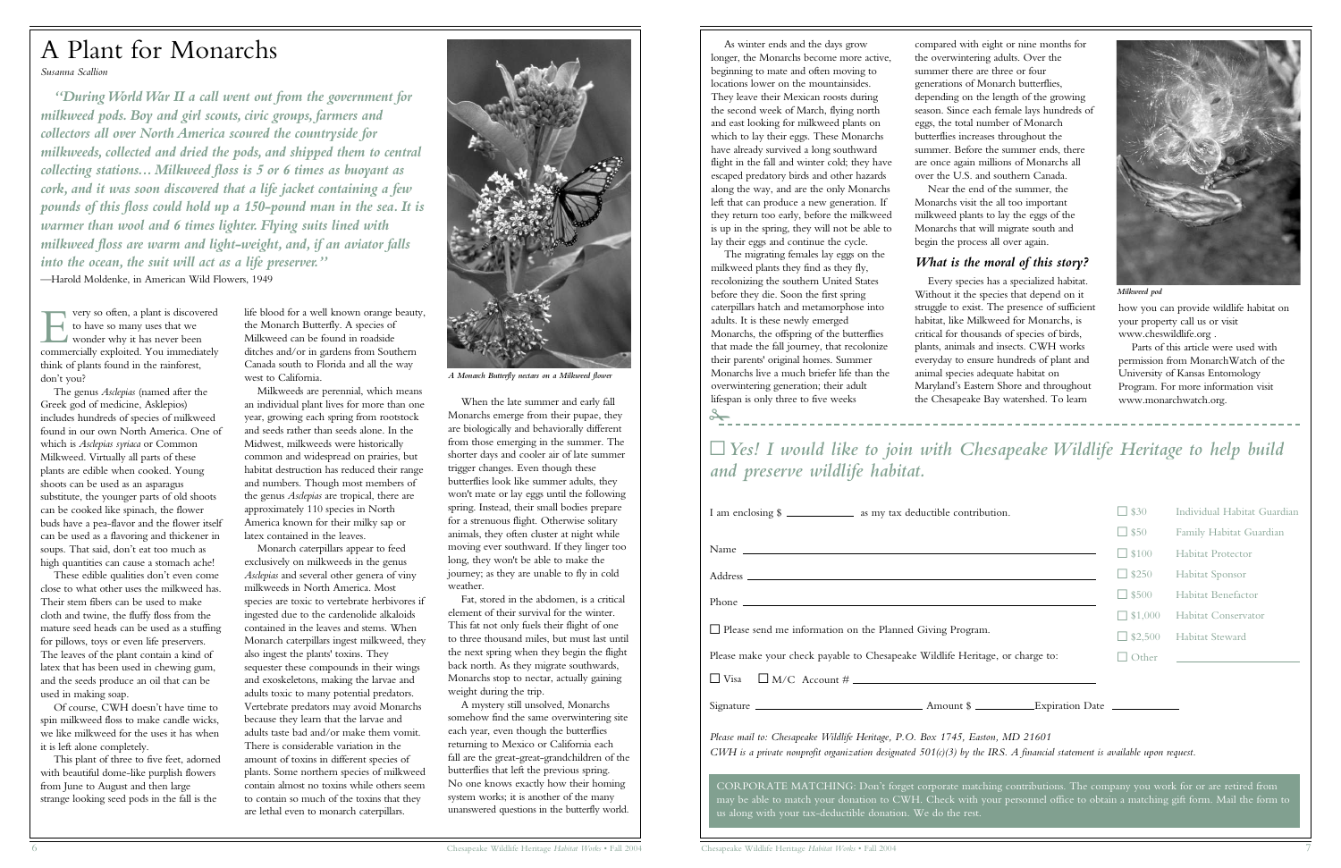# A Plant for Monarchs

*Susanna Scallion*

***"During World War II a call went out from the government for milkweed pods. Boy and girl scouts, civic groups, farmers and collectors all over North America scoured the countryside for milkweeds, collected and dried the pods, and shipped them to central collecting stations... Milkweed floss is 5 or 6 times as buoyant as cork, and it was soon discovered that a life jacket containing a few pounds of this floss could hold up a 150-pound man in the sea. It is warmer than wool and 6 times lighter. Flying suits lined with milkweed floss are warm and light-weight, and, if an aviator falls into the ocean, the suit will act as a life preserver."***

—Harold Moldenke, in American Wild Flowers, 1949

Every so often, a plant is discovered to have so many uses that we wonder why it has never been commercially exploited. You immediately think of plants found in the rainforest, don't you?

The genus *Asclepias* (named after the Greek god of medicine, Asklepios) includes hundreds of species of milkweed found in our own North America. One of which is *Asclepias syriaca* or Common Milkweed. Virtually all parts of these plants are edible when cooked. Young shoots can be used as an asparagus substitute, the younger parts of old shoots can be cooked like spinach, the flower buds have a pea-flavor and the flower itself can be used as a flavoring and thickener in soups. That said, don't eat too much as high quantities can cause a stomach ache!

These edible qualities don't even come close to what other uses the milkweed has. Their stem fibers can be used to make cloth and twine, the fluffy floss from the mature seed heads can be used as a stuffing for pillows, toys or even life preservers. The leaves of the plant contain a kind of latex that has been used in chewing gum, and the seeds produce an oil that can be used in making soap.

Of course, CWH doesn't have time to spin milkweed floss to make candle wicks, we like milkweed for the uses it has when it is left alone completely.

This plant of three to five feet, adorned with beautiful dome-like purplish flowers from June to August and then large strange looking seed pods in the fall is the life blood for a well known orange beauty, the Monarch Butterfly. A species of Milkweed can be found in roadside ditches and/or in gardens from Southern Canada south to Florida and all the way west to California.

Milkweeds are perennial, which means an individual plant lives for more than one year, growing each spring from rootstock and seeds rather than seeds alone. In the Midwest, milkweeds were historically common and widespread on prairies, but habitat destruction has reduced their range and numbers. Though most members of the genus *Asclepias* are tropical, there are approximately 110 species in North America known for their milky sap or latex contained in the leaves.

Monarch caterpillars appear to feed exclusively on milkweeds in the genus *Asclepias* and several other genera of viny milkweeds in North America. Most species are toxic to vertebrate herbivores if ingested due to the cardenolide alkaloids contained in the leaves and stems. When Monarch caterpillars ingest milkweed, they also ingest the plants' toxins. They sequester these compounds in their wings and exoskeletons, making the larvae and adults toxic to many potential predators. Vertebrate predators may avoid Monarchs because they learn that the larvae and adults taste bad and/or make them vomit. There is considerable variation in the amount of toxins in different species of plants. Some northern species of milkweed contain almost no toxins while others seem to contain so much of the toxins that they are lethal even to monarch caterpillars.

*A Monarch Butterfly nectars on a Milkweed flower*

When the late summer and early fall Monarchs emerge from their pupae, they are biologically and behaviorally different from those emerging in the summer. The shorter days and cooler air of late summer trigger changes. Even though these butterflies look like summer adults, they won't mate or lay eggs until the following spring. Instead, their small bodies prepare for a strenuous flight. Otherwise solitary animals, they often cluster at night while moving ever southward. If they linger too long, they won't be able to make the journey; as they are unable to fly in cold weather.

Fat, stored in the abdomen, is a critical element of their survival for the winter. This fat not only fuels their flight of one to three thousand miles, but must last until the next spring when they begin the flight back north. As they migrate southwards, Monarchs stop to nectar, actually gaining weight during the trip.

A mystery still unsolved, Monarchs somehow find the same overwintering site each year, even though the butterflies returning to Mexico or California each fall are the great-great-grandchildren of the butterflies that left the previous spring. No one knows exactly how their homing system works; it is another of the many unanswered questions in the butterfly world.

As winter ends and the days grow longer, the Monarchs become more active, beginning to mate and often moving to locations lower on the mountainsides. They leave their Mexican roosts during the second week of March, flying north and east looking for milkweed plants on which to lay their eggs. These Monarchs have already survived a long southward flight in the fall and winter cold; they have escaped predatory birds and other hazards along the way, and are the only Monarchs left that can produce a new generation. If they return too early, before the milkweed is up in the spring, they will not be able to lay their eggs and continue the cycle.

The migrating females lay eggs on the milkweed plants they find as they fly, recolonizing the southern United States before they die. Soon the first spring caterpillars hatch and metamorphose into adults. It is these newly emerged Monarchs, the offspring of the butterflies that made the fall journey, that recolonize their parents' original homes. Summer Monarchs live a much briefer life than the overwintering generation; their adult lifespan is only three to five weeks compared with eight or nine months for the overwintering adults. Over the summer there are three or four generations of Monarch butterflies, depending on the length of the growing season. Since each female lays hundreds of eggs, the total number of Monarch butterflies increases throughout the summer. Before the summer ends, there are once again millions of Monarchs all over the U.S. and southern Canada.

Near the end of the summer, the Monarchs visit the all too important milkweed plants to lay the eggs of the Monarchs that will migrate south and begin the process all over again.

### What is the moral of this story?

Every species has a specialized habitat. Without it the species that depend on it struggle to exist. The presence of sufficient habitat, like Milkweed for Monarchs, is critical for thousands of species of birds, plants, animals and insects. CWH works everyday to ensure hundreds of plant and animal species adequate habitat on Maryland's Eastern Shore and throughout the Chesapeake Bay watershed. To learn how you can provide wildlife habitat on your property call us or visit www.cheswildlife.org .

*Milkweed pod*

Parts of this article were used with permission from MonarchWatch of the University of Kansas Entomology Program. For more information visit www.monarchwatch.org.

---

## ☐ *Yes! I would like to join with Chesapeake Wildlife Heritage to help build and preserve wildlife habitat.*

I am enclosing $ __________ as my tax deductible contribution.

Name ______________________________

Address ______________________________

Phone ______________________________

☐ Please send me information on the Planned Giving Program.

Please make your check payable to Chesapeake Wildlife Heritage, or charge to:

☐ Visa ☐ M/C Account # ______________________________

Signature ______________________ Amount $ __________ Expiration Date __________

- ☐ $30 Individual Habitat Guardian
- ☐ $50 Family Habitat Guardian
- ☐ $100 Habitat Protector
- ☐ $250 Habitat Sponsor
- ☐ $500 Habitat Benefactor
- ☐ $1,000 Habitat Conservator
- ☐ $2,500 Habitat Steward
- ☐ Other __________

*Please mail to: Chesapeake Wildlife Heritage, P.O. Box 1745, Easton, MD 21601*

*CWH is a private nonprofit organization designated 501(c)(3) by the IRS. A financial statement is available upon request.*

CORPORATE MATCHING: Don't forget corporate matching contributions. The company you work for or are retired from may be able to match your donation to CWH. Check with your personnel office to obtain a matching gift form. Mail the form to us along with your tax-deductible donation. We do the rest.